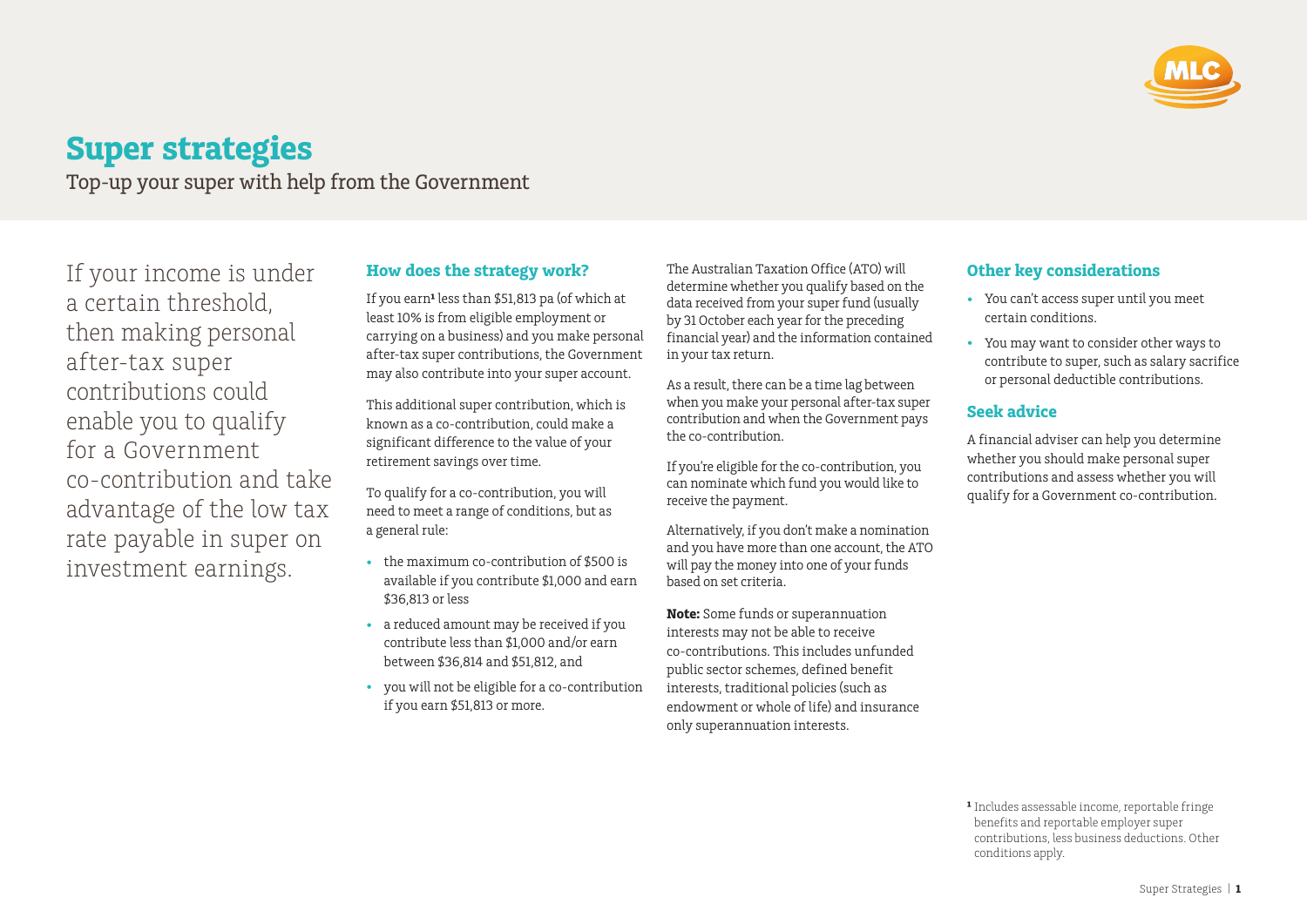# Super strategies

Top-up your super with help from the Government

If your income is under a certain threshold, then making personal after-tax super contributions could enable you to qualify for a Government co-contribution and take advantage of the low tax rate payable in super on investment earnings.

## How does the strategy work?

If you earn[1] less than $51,813 pa (of which at least 10% is from eligible employment or carrying on a business) and you make personal after-tax super contributions, the Government may also contribute into your super account.

This additional super contribution, which is known as a co-contribution, could make a significant difference to the value of your retirement savings over time.

To qualify for a co-contribution, you will need to meet a range of conditions, but as a general rule:

- the maximum co-contribution of $500 is available if you contribute $1,000 and earn $36,813 or less
- a reduced amount may be received if you contribute less than $1,000 and/or earn between $36,814 and $51,812, and
- you will not be eligible for a co-contribution if you earn $51,813 or more.

The Australian Taxation Office (ATO) will determine whether you qualify based on the data received from your super fund (usually by 31 October each year for the preceding financial year) and the information contained in your tax return.

As a result, there can be a time lag between when you make your personal after-tax super contribution and when the Government pays the co-contribution.

If you're eligible for the co-contribution, you can nominate which fund you would like to receive the payment.

Alternatively, if you don't make a nomination and you have more than one account, the ATO will pay the money into one of your funds based on set criteria.

**Note:** Some funds or superannuation interests may not be able to receive co-contributions. This includes unfunded public sector schemes, defined benefit interests, traditional policies (such as endowment or whole of life) and insurance only superannuation interests.

## Other key considerations

- You can't access super until you meet certain conditions.
- You may want to consider other ways to contribute to super, such as salary sacrifice or personal deductible contributions.

## Seek advice

A financial adviser can help you determine whether you should make personal super contributions and assess whether you will qualify for a Government co-contribution.

[1] Includes assessable income, reportable fringe benefits and reportable employer super contributions, less business deductions. Other conditions apply.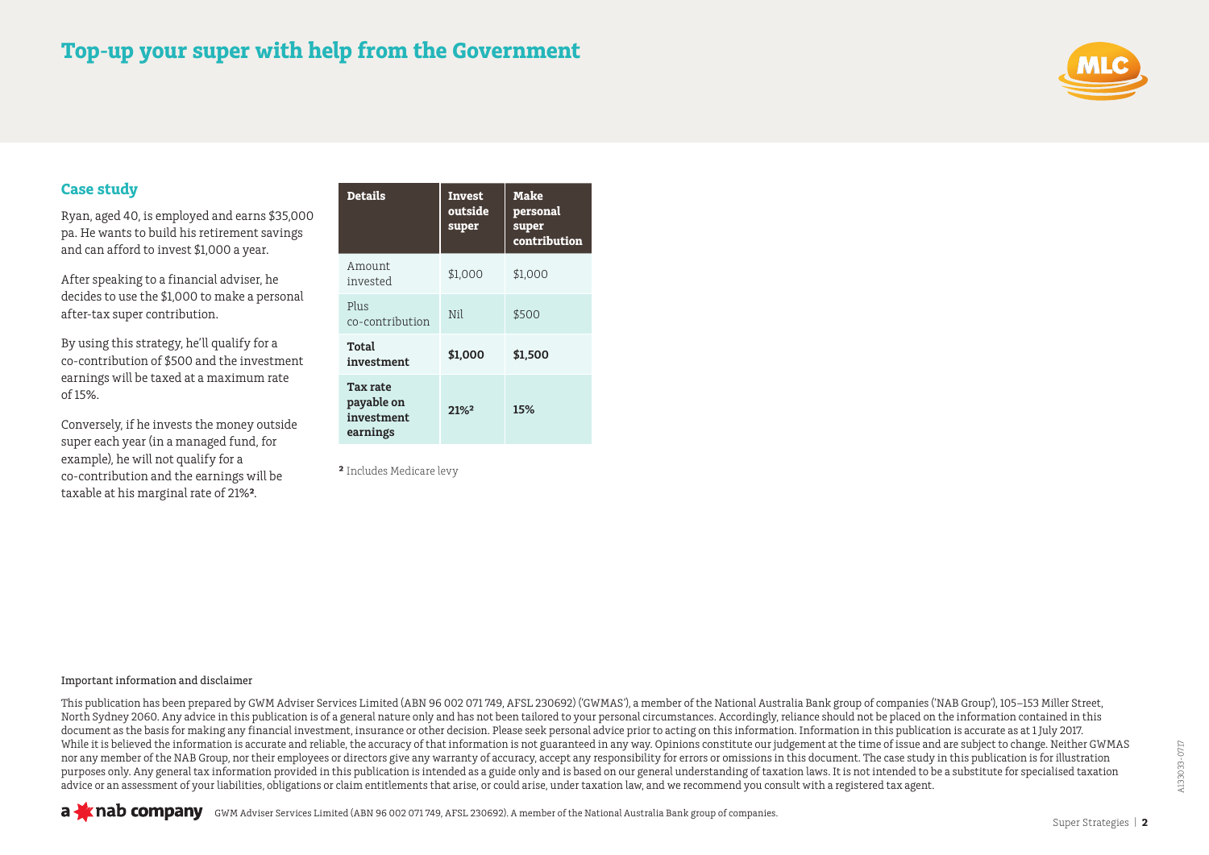# Top-up your super with help from the Government

## Case study

Ryan, aged 40, is employed and earns $35,000 pa. He wants to build his retirement savings and can afford to invest $1,000 a year.

After speaking to a financial adviser, he decides to use the $1,000 to make a personal after-tax super contribution.

By using this strategy, he'll qualify for a co-contribution of $500 and the investment earnings will be taxed at a maximum rate of 15%.

Conversely, if he invests the money outside super each year (in a managed fund, for example), he will not qualify for a co-contribution and the earnings will be taxable at his marginal rate of 21%[2].

| Details | Invest outside super | Make personal super contribution |
|---|---|---|
| Amount invested | $1,000 | $1,000 |
| Plus co-contribution | Nil | $500 |
| **Total investment** | **$1,000** | **$1,500** |
| **Tax rate payable on investment earnings** | **21%[2]** | **15%** |

[2] Includes Medicare levy

**Important information and disclaimer**

This publication has been prepared by GWM Adviser Services Limited (ABN 96 002 071 749, AFSL 230692) ('GWMAS'), a member of the National Australia Bank group of companies ('NAB Group'), 105–153 Miller Street, North Sydney 2060. Any advice in this publication is of a general nature only and has not been tailored to your personal circumstances. Accordingly, reliance should not be placed on the information contained in this document as the basis for making any financial investment, insurance or other decision. Please seek personal advice prior to acting on this information. Information in this publication is accurate as at 1 July 2017. While it is believed the information is accurate and reliable, the accuracy of that information is not guaranteed in any way. Opinions constitute our judgement at the time of issue and are subject to change. Neither GWMAS nor any member of the NAB Group, nor their employees or directors give any warranty of accuracy, accept any responsibility for errors or omissions in this document. The case study in this publication is for illustration purposes only. Any general tax information provided in this publication is intended as a guide only and is based on our general understanding of taxation laws. It is not intended to be a substitute for specialised taxation advice or an assessment of your liabilities, obligations or claim entitlements that arise, or could arise, under taxation law, and we recommend you consult with a registered tax agent.

a nab company GWM Adviser Services Limited (ABN 96 002 071 749, AFSL 230692). A member of the National Australia Bank group of companies.

A133033-0717